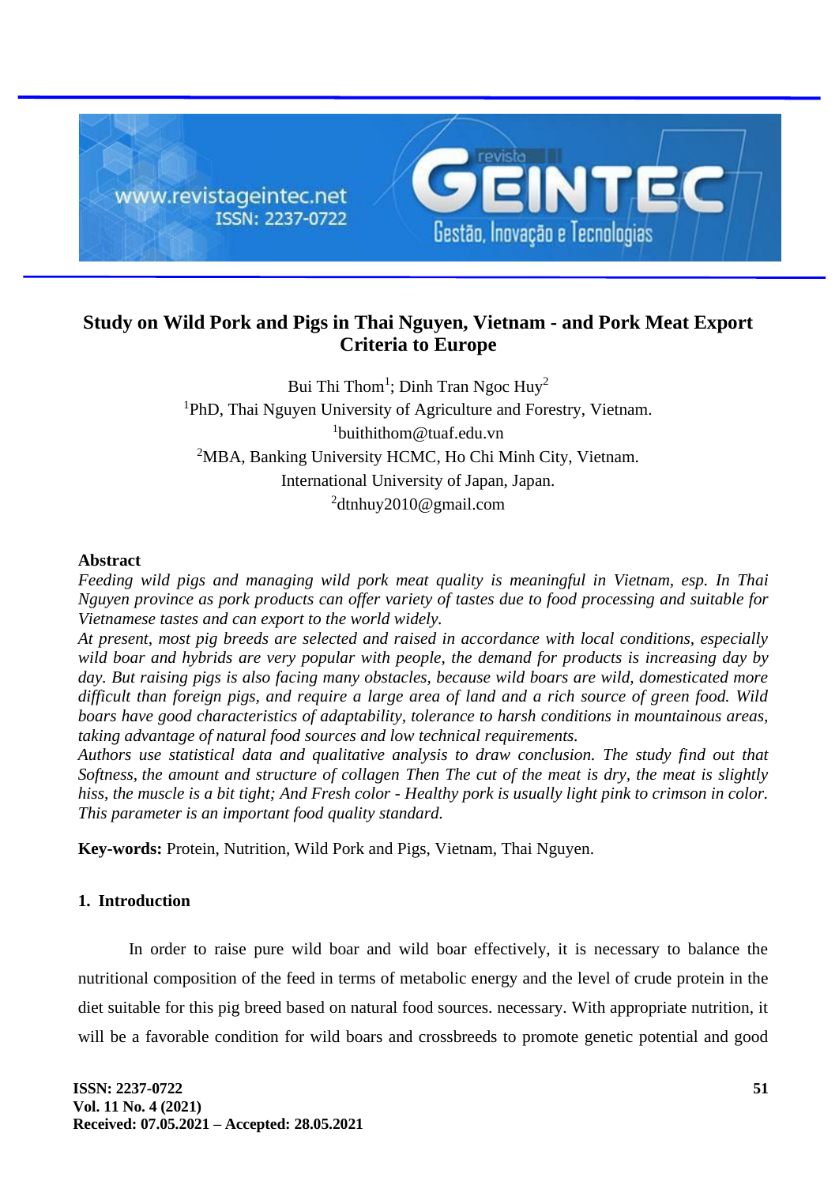# Study on Wild Pork and Pigs in Thai Nguyen, Vietnam - and Pork Meat Export Criteria to Europe

Bui Thi Thom[1]; Dinh Tran Ngoc Huy[2]

[1]PhD, Thai Nguyen University of Agriculture and Forestry, Vietnam.

[1]buithithom@tuaf.edu.vn

[2]MBA, Banking University HCMC, Ho Chi Minh City, Vietnam.

International University of Japan, Japan.

[2]dtnhuy2010@gmail.com

## Abstract

*Feeding wild pigs and managing wild pork meat quality is meaningful in Vietnam, esp. In Thai Nguyen province as pork products can offer variety of tastes due to food processing and suitable for Vietnamese tastes and can export to the world widely.*

*At present, most pig breeds are selected and raised in accordance with local conditions, especially wild boar and hybrids are very popular with people, the demand for products is increasing day by day. But raising pigs is also facing many obstacles, because wild boars are wild, domesticated more difficult than foreign pigs, and require a large area of land and a rich source of green food. Wild boars have good characteristics of adaptability, tolerance to harsh conditions in mountainous areas, taking advantage of natural food sources and low technical requirements.*

*Authors use statistical data and qualitative analysis to draw conclusion. The study find out that Softness, the amount and structure of collagen Then The cut of the meat is dry, the meat is slightly hiss, the muscle is a bit tight; And Fresh color - Healthy pork is usually light pink to crimson in color. This parameter is an important food quality standard.*

**Key-words:** Protein, Nutrition, Wild Pork and Pigs, Vietnam, Thai Nguyen.

## 1. Introduction

In order to raise pure wild boar and wild boar effectively, it is necessary to balance the nutritional composition of the feed in terms of metabolic energy and the level of crude protein in the diet suitable for this pig breed based on natural food sources. necessary. With appropriate nutrition, it will be a favorable condition for wild boars and crossbreeds to promote genetic potential and good

**ISSN: 2237-0722**
**Vol. 11 No. 4 (2021)**
**Received: 07.05.2021 – Accepted: 28.05.2021**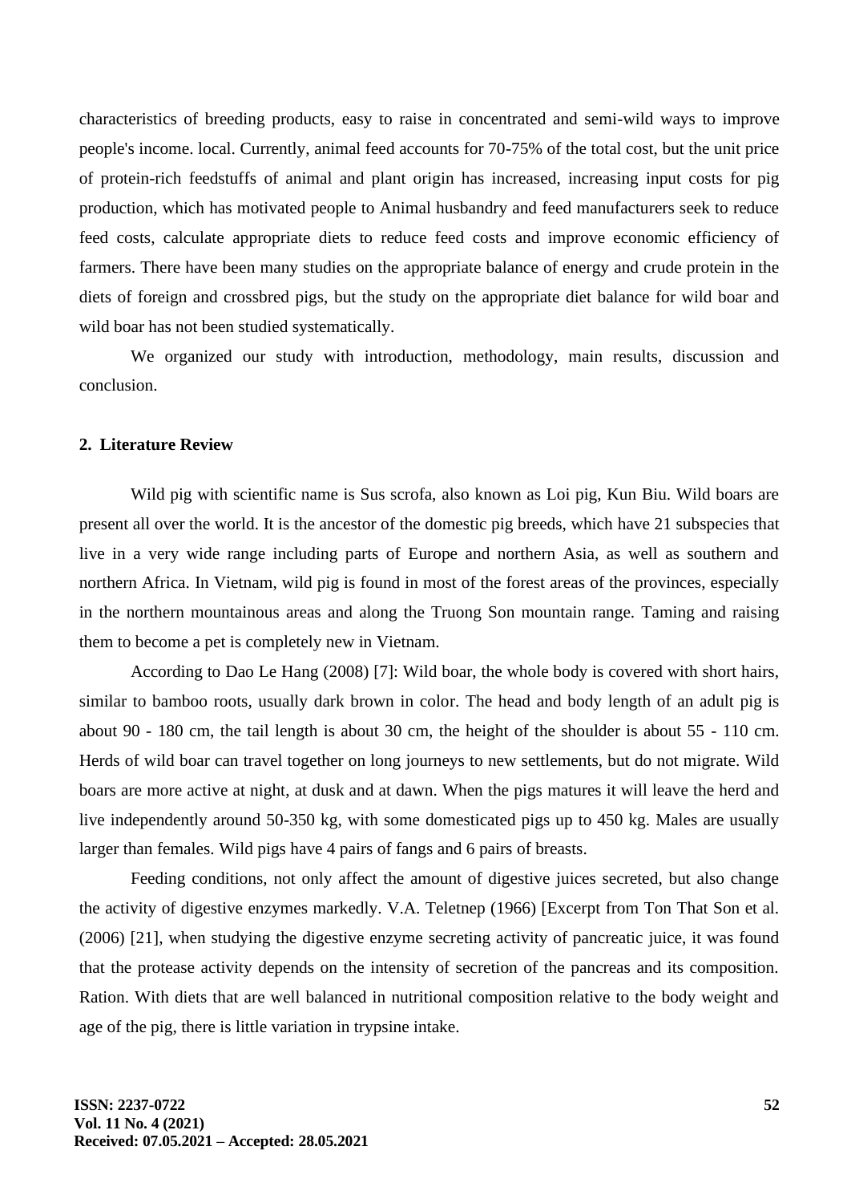characteristics of breeding products, easy to raise in concentrated and semi-wild ways to improve people's income. local. Currently, animal feed accounts for 70-75% of the total cost, but the unit price of protein-rich feedstuffs of animal and plant origin has increased, increasing input costs for pig production, which has motivated people to Animal husbandry and feed manufacturers seek to reduce feed costs, calculate appropriate diets to reduce feed costs and improve economic efficiency of farmers. There have been many studies on the appropriate balance of energy and crude protein in the diets of foreign and crossbred pigs, but the study on the appropriate diet balance for wild boar and wild boar has not been studied systematically.

We organized our study with introduction, methodology, main results, discussion and conclusion.

## 2. Literature Review

Wild pig with scientific name is Sus scrofa, also known as Loi pig, Kun Biu. Wild boars are present all over the world. It is the ancestor of the domestic pig breeds, which have 21 subspecies that live in a very wide range including parts of Europe and northern Asia, as well as southern and northern Africa. In Vietnam, wild pig is found in most of the forest areas of the provinces, especially in the northern mountainous areas and along the Truong Son mountain range. Taming and raising them to become a pet is completely new in Vietnam.

According to Dao Le Hang (2008) [7]: Wild boar, the whole body is covered with short hairs, similar to bamboo roots, usually dark brown in color. The head and body length of an adult pig is about 90 - 180 cm, the tail length is about 30 cm, the height of the shoulder is about 55 - 110 cm. Herds of wild boar can travel together on long journeys to new settlements, but do not migrate. Wild boars are more active at night, at dusk and at dawn. When the pigs matures it will leave the herd and live independently around 50-350 kg, with some domesticated pigs up to 450 kg. Males are usually larger than females. Wild pigs have 4 pairs of fangs and 6 pairs of breasts.

Feeding conditions, not only affect the amount of digestive juices secreted, but also change the activity of digestive enzymes markedly. V.A. Teletnep (1966) [Excerpt from Ton That Son et al. (2006) [21], when studying the digestive enzyme secreting activity of pancreatic juice, it was found that the protease activity depends on the intensity of secretion of the pancreas and its composition. Ration. With diets that are well balanced in nutritional composition relative to the body weight and age of the pig, there is little variation in trypsine intake.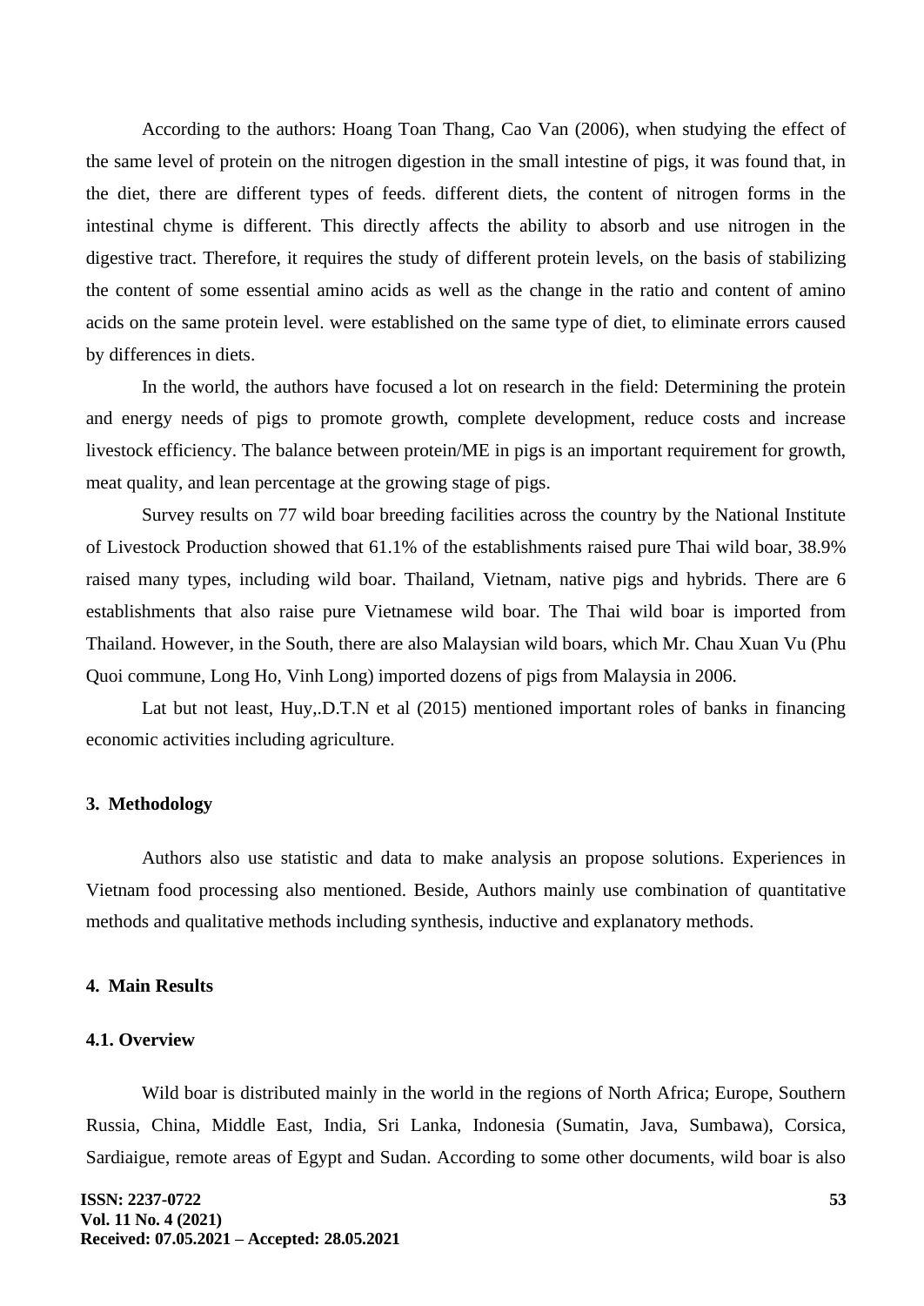According to the authors: Hoang Toan Thang, Cao Van (2006), when studying the effect of the same level of protein on the nitrogen digestion in the small intestine of pigs, it was found that, in the diet, there are different types of feeds. different diets, the content of nitrogen forms in the intestinal chyme is different. This directly affects the ability to absorb and use nitrogen in the digestive tract. Therefore, it requires the study of different protein levels, on the basis of stabilizing the content of some essential amino acids as well as the change in the ratio and content of amino acids on the same protein level. were established on the same type of diet, to eliminate errors caused by differences in diets.

In the world, the authors have focused a lot on research in the field: Determining the protein and energy needs of pigs to promote growth, complete development, reduce costs and increase livestock efficiency. The balance between protein/ME in pigs is an important requirement for growth, meat quality, and lean percentage at the growing stage of pigs.

Survey results on 77 wild boar breeding facilities across the country by the National Institute of Livestock Production showed that 61.1% of the establishments raised pure Thai wild boar, 38.9% raised many types, including wild boar. Thailand, Vietnam, native pigs and hybrids. There are 6 establishments that also raise pure Vietnamese wild boar. The Thai wild boar is imported from Thailand. However, in the South, there are also Malaysian wild boars, which Mr. Chau Xuan Vu (Phu Quoi commune, Long Ho, Vinh Long) imported dozens of pigs from Malaysia in 2006.

Lat but not least, Huy,.D.T.N et al (2015) mentioned important roles of banks in financing economic activities including agriculture.

## 3. Methodology

Authors also use statistic and data to make analysis an propose solutions. Experiences in Vietnam food processing also mentioned. Beside, Authors mainly use combination of quantitative methods and qualitative methods including synthesis, inductive and explanatory methods.

## 4. Main Results

### 4.1. Overview

Wild boar is distributed mainly in the world in the regions of North Africa; Europe, Southern Russia, China, Middle East, India, Sri Lanka, Indonesia (Sumatin, Java, Sumbawa), Corsica, Sardiaigue, remote areas of Egypt and Sudan. According to some other documents, wild boar is also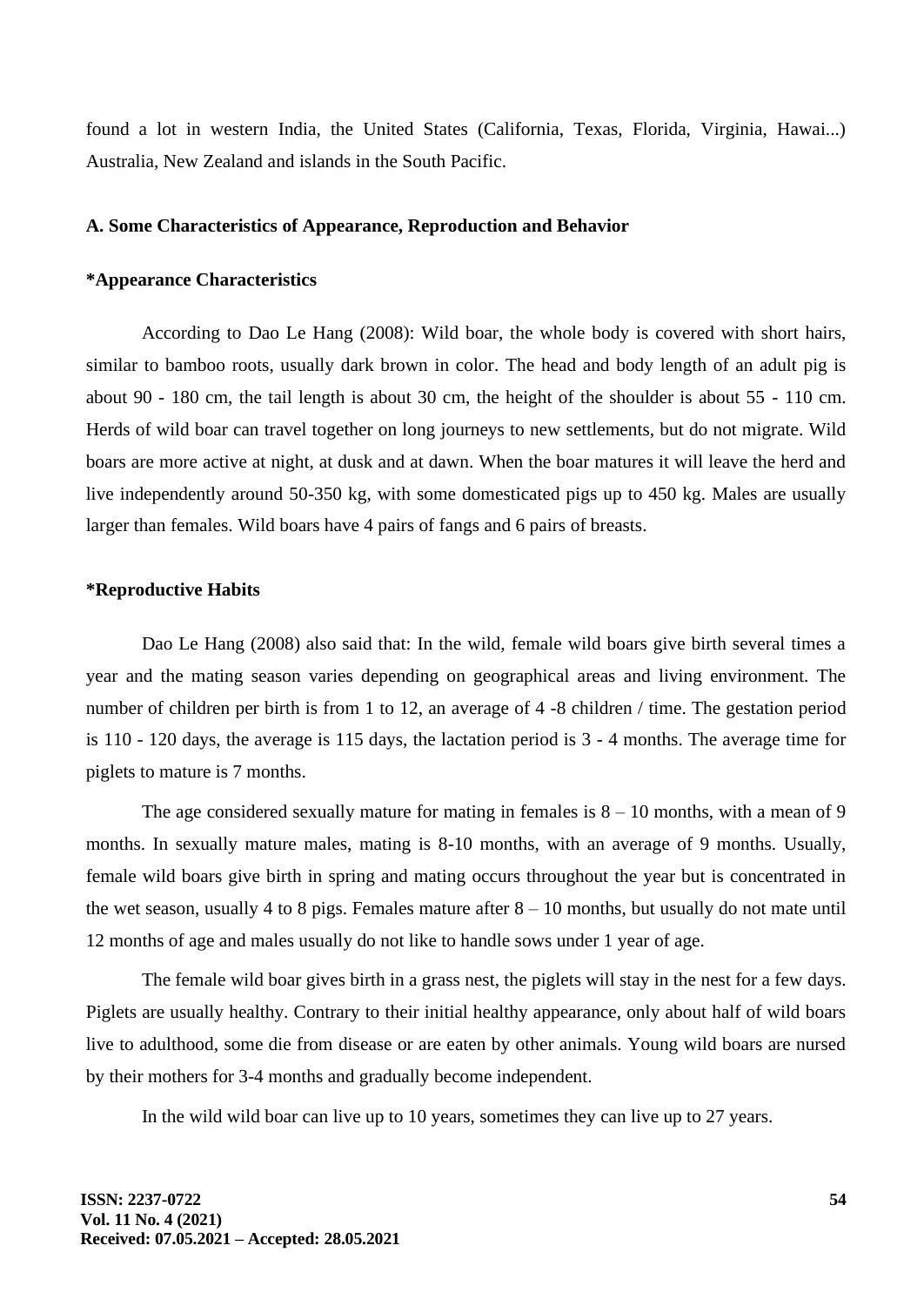found a lot in western India, the United States (California, Texas, Florida, Virginia, Hawai...) Australia, New Zealand and islands in the South Pacific.

**A. Some Characteristics of Appearance, Reproduction and Behavior**

***Appearance Characteristics**

According to Dao Le Hang (2008): Wild boar, the whole body is covered with short hairs, similar to bamboo roots, usually dark brown in color. The head and body length of an adult pig is about 90 - 180 cm, the tail length is about 30 cm, the height of the shoulder is about 55 - 110 cm. Herds of wild boar can travel together on long journeys to new settlements, but do not migrate. Wild boars are more active at night, at dusk and at dawn. When the boar matures it will leave the herd and live independently around 50-350 kg, with some domesticated pigs up to 450 kg. Males are usually larger than females. Wild boars have 4 pairs of fangs and 6 pairs of breasts.

***Reproductive Habits**

Dao Le Hang (2008) also said that: In the wild, female wild boars give birth several times a year and the mating season varies depending on geographical areas and living environment. The number of children per birth is from 1 to 12, an average of 4 -8 children / time. The gestation period is 110 - 120 days, the average is 115 days, the lactation period is 3 - 4 months. The average time for piglets to mature is 7 months.

The age considered sexually mature for mating in females is 8 – 10 months, with a mean of 9 months. In sexually mature males, mating is 8-10 months, with an average of 9 months. Usually, female wild boars give birth in spring and mating occurs throughout the year but is concentrated in the wet season, usually 4 to 8 pigs. Females mature after 8 – 10 months, but usually do not mate until 12 months of age and males usually do not like to handle sows under 1 year of age.

The female wild boar gives birth in a grass nest, the piglets will stay in the nest for a few days. Piglets are usually healthy. Contrary to their initial healthy appearance, only about half of wild boars live to adulthood, some die from disease or are eaten by other animals. Young wild boars are nursed by their mothers for 3-4 months and gradually become independent.

In the wild wild boar can live up to 10 years, sometimes they can live up to 27 years.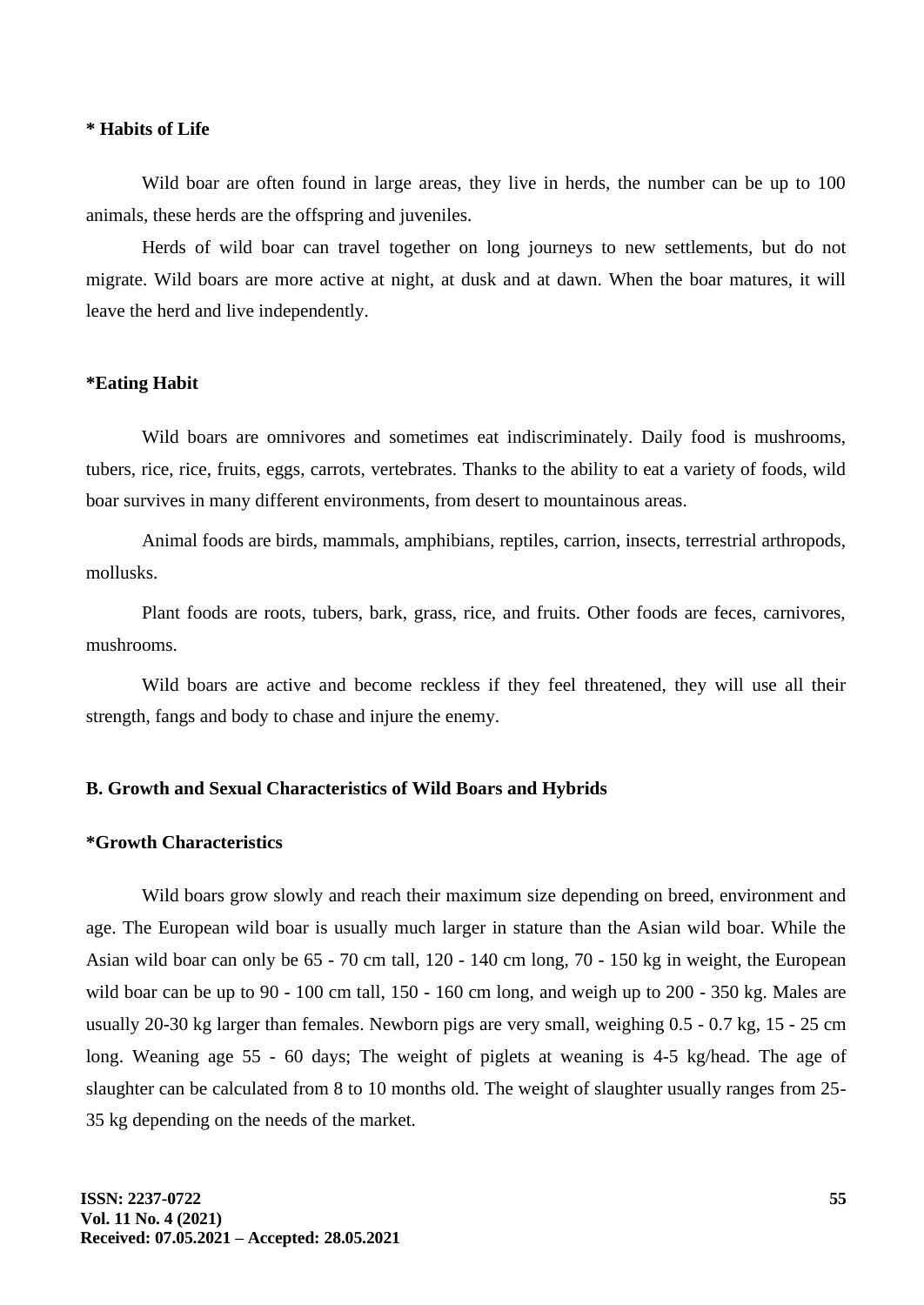**\* Habits of Life**

Wild boar are often found in large areas, they live in herds, the number can be up to 100 animals, these herds are the offspring and juveniles.

Herds of wild boar can travel together on long journeys to new settlements, but do not migrate. Wild boars are more active at night, at dusk and at dawn. When the boar matures, it will leave the herd and live independently.

**\*Eating Habit**

Wild boars are omnivores and sometimes eat indiscriminately. Daily food is mushrooms, tubers, rice, rice, fruits, eggs, carrots, vertebrates. Thanks to the ability to eat a variety of foods, wild boar survives in many different environments, from desert to mountainous areas.

Animal foods are birds, mammals, amphibians, reptiles, carrion, insects, terrestrial arthropods, mollusks.

Plant foods are roots, tubers, bark, grass, rice, and fruits. Other foods are feces, carnivores, mushrooms.

Wild boars are active and become reckless if they feel threatened, they will use all their strength, fangs and body to chase and injure the enemy.

## B. Growth and Sexual Characteristics of Wild Boars and Hybrids

**\*Growth Characteristics**

Wild boars grow slowly and reach their maximum size depending on breed, environment and age. The European wild boar is usually much larger in stature than the Asian wild boar. While the Asian wild boar can only be 65 - 70 cm tall, 120 - 140 cm long, 70 - 150 kg in weight, the European wild boar can be up to 90 - 100 cm tall, 150 - 160 cm long, and weigh up to 200 - 350 kg. Males are usually 20-30 kg larger than females. Newborn pigs are very small, weighing 0.5 - 0.7 kg, 15 - 25 cm long. Weaning age 55 - 60 days; The weight of piglets at weaning is 4-5 kg/head. The age of slaughter can be calculated from 8 to 10 months old. The weight of slaughter usually ranges from 25-35 kg depending on the needs of the market.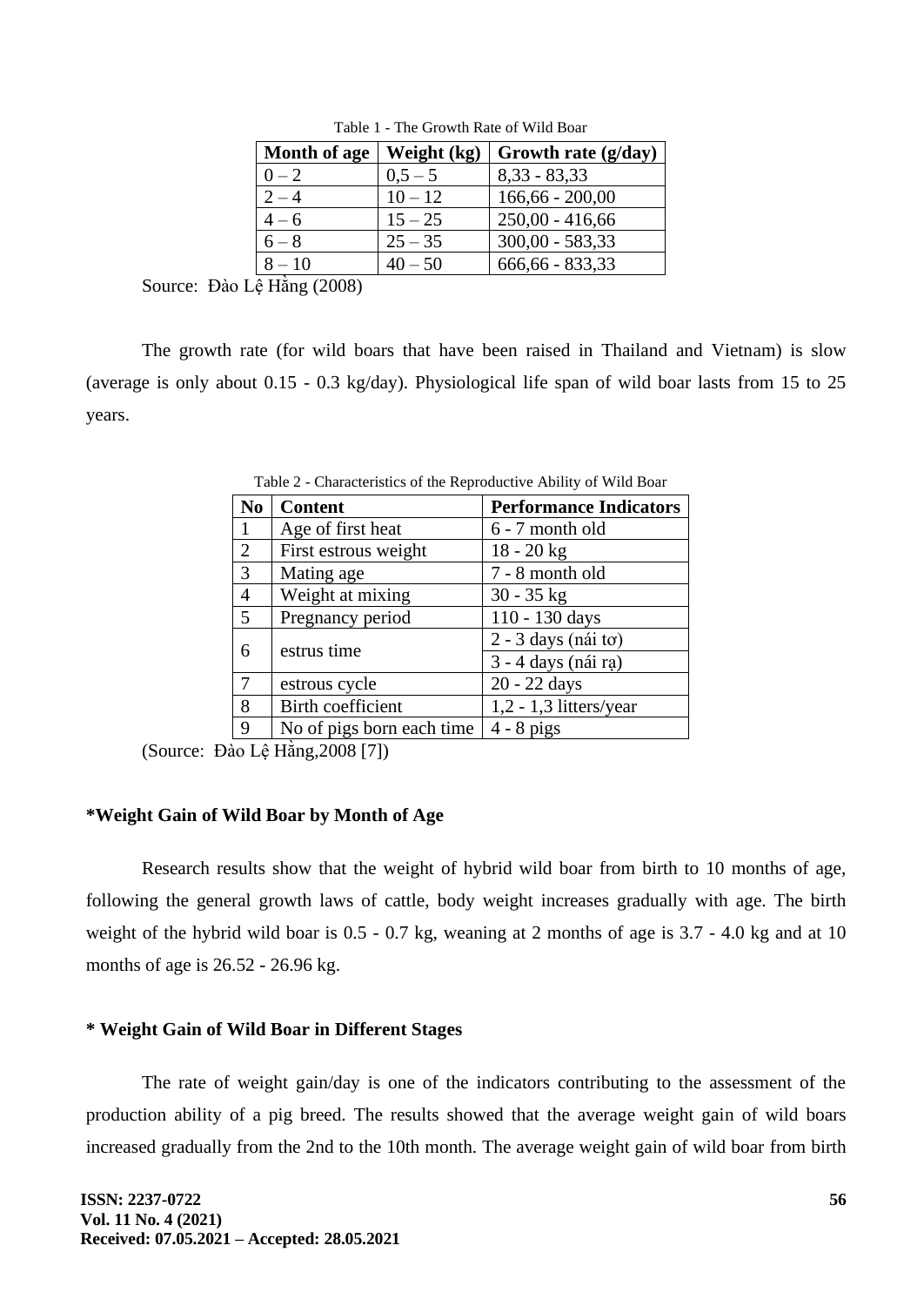Table 1 - The Growth Rate of Wild Boar

| Month of age | Weight (kg) | Growth rate (g/day) |
| --- | --- | --- |
| 0 – 2 | 0,5 – 5 | 8,33 - 83,33 |
| 2 – 4 | 10 – 12 | 166,66 - 200,00 |
| 4 – 6 | 15 – 25 | 250,00 - 416,66 |
| 6 – 8 | 25 – 35 | 300,00 - 583,33 |
| 8 – 10 | 40 – 50 | 666,66 - 833,33 |

Source: Đào Lệ Hằng (2008)

The growth rate (for wild boars that have been raised in Thailand and Vietnam) is slow (average is only about 0.15 - 0.3 kg/day). Physiological life span of wild boar lasts from 15 to 25 years.

Table 2 - Characteristics of the Reproductive Ability of Wild Boar

| No | Content | Performance Indicators |
| --- | --- | --- |
| 1 | Age of first heat | 6 - 7 month old |
| 2 | First estrous weight | 18 - 20 kg |
| 3 | Mating age | 7 - 8 month old |
| 4 | Weight at mixing | 30 - 35 kg |
| 5 | Pregnancy period | 110 - 130 days |
| 6 | estrus time | 2 - 3 days (nái tơ) |
| | | 3 - 4 days (nái rạ) |
| 7 | estrous cycle | 20 - 22 days |
| 8 | Birth coefficient | 1,2 - 1,3 litters/year |
| 9 | No of pigs born each time | 4 - 8 pigs |

(Source: Đào Lệ Hằng,2008 [7])

**\*Weight Gain of Wild Boar by Month of Age**

Research results show that the weight of hybrid wild boar from birth to 10 months of age, following the general growth laws of cattle, body weight increases gradually with age. The birth weight of the hybrid wild boar is 0.5 - 0.7 kg, weaning at 2 months of age is 3.7 - 4.0 kg and at 10 months of age is 26.52 - 26.96 kg.

**\* Weight Gain of Wild Boar in Different Stages**

The rate of weight gain/day is one of the indicators contributing to the assessment of the production ability of a pig breed. The results showed that the average weight gain of wild boars increased gradually from the 2nd to the 10th month. The average weight gain of wild boar from birth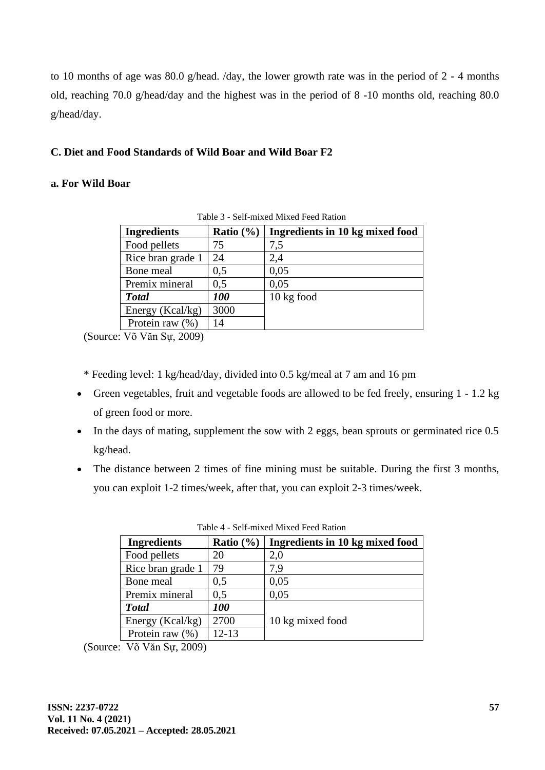to 10 months of age was 80.0 g/head. /day, the lower growth rate was in the period of 2 - 4 months old, reaching 70.0 g/head/day and the highest was in the period of 8 -10 months old, reaching 80.0 g/head/day.

**C. Diet and Food Standards of Wild Boar and Wild Boar F2**

**a. For Wild Boar**

Table 3 - Self-mixed Mixed Feed Ration

| Ingredients | Ratio (%) | Ingredients in 10 kg mixed food |
|---|---|---|
| Food pellets | 75 | 7,5 |
| Rice bran grade 1 | 24 | 2,4 |
| Bone meal | 0,5 | 0,05 |
| Premix mineral | 0,5 | 0,05 |
| ***Total*** | ***100*** | 10 kg food |
| Energy (Kcal/kg) | 3000 | |
| Protein raw (%) | 14 | |

(Source: Võ Văn Sự, 2009)

\* Feeding level: 1 kg/head/day, divided into 0.5 kg/meal at 7 am and 16 pm

- Green vegetables, fruit and vegetable foods are allowed to be fed freely, ensuring 1 - 1.2 kg of green food or more.
- In the days of mating, supplement the sow with 2 eggs, bean sprouts or germinated rice 0.5 kg/head.
- The distance between 2 times of fine mining must be suitable. During the first 3 months, you can exploit 1-2 times/week, after that, you can exploit 2-3 times/week.

Table 4 - Self-mixed Mixed Feed Ration

| Ingredients | Ratio (%) | Ingredients in 10 kg mixed food |
|---|---|---|
| Food pellets | 20 | 2,0 |
| Rice bran grade 1 | 79 | 7,9 |
| Bone meal | 0,5 | 0,05 |
| Premix mineral | 0,5 | 0,05 |
| ***Total*** | ***100*** | 10 kg mixed food |
| Energy (Kcal/kg) | 2700 | |
| Protein raw (%) | 12-13 | |

(Source: Võ Văn Sự, 2009)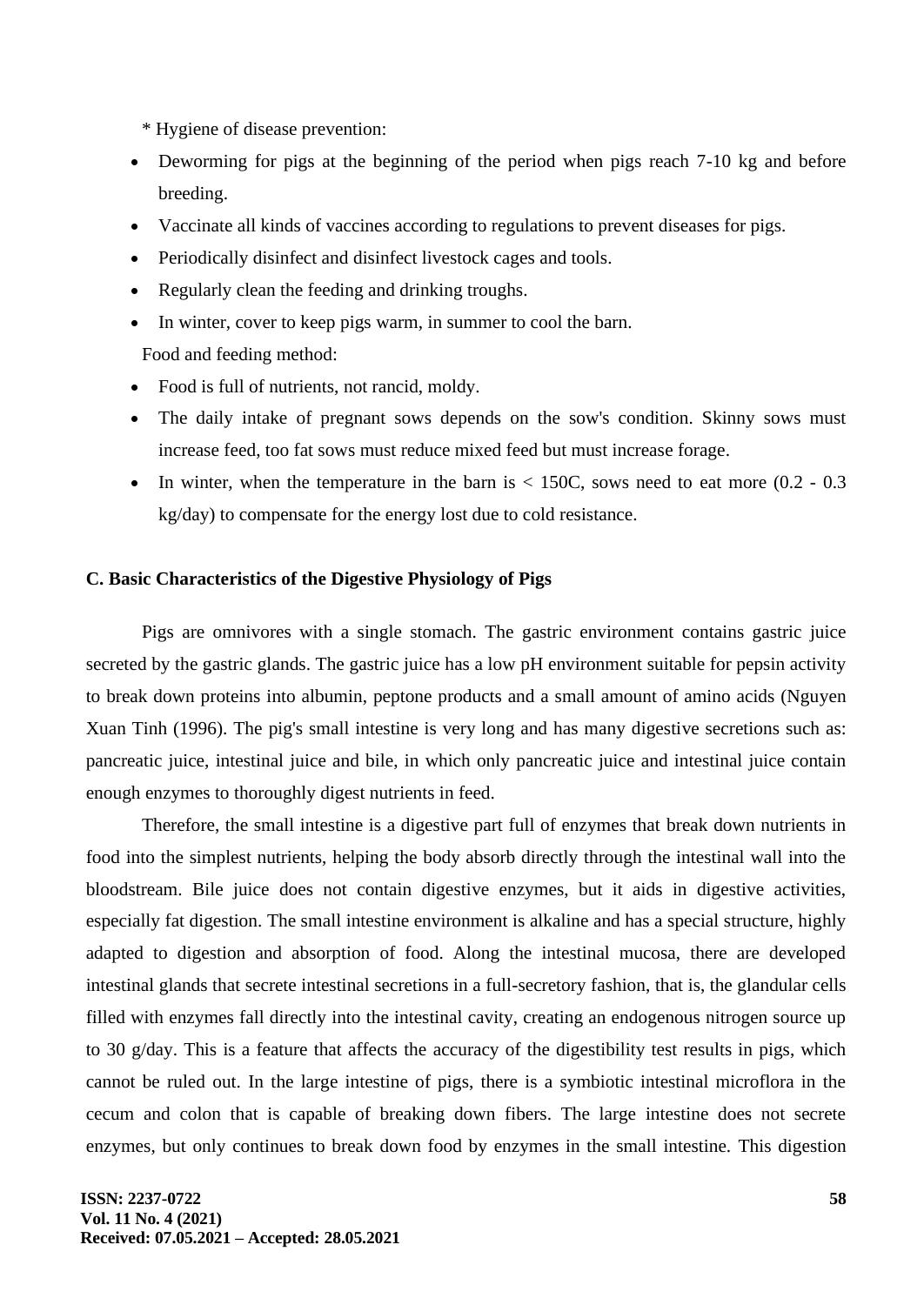* Hygiene of disease prevention:

- Deworming for pigs at the beginning of the period when pigs reach 7-10 kg and before breeding.
- Vaccinate all kinds of vaccines according to regulations to prevent diseases for pigs.
- Periodically disinfect and disinfect livestock cages and tools.
- Regularly clean the feeding and drinking troughs.
- In winter, cover to keep pigs warm, in summer to cool the barn.

Food and feeding method:

- Food is full of nutrients, not rancid, moldy.
- The daily intake of pregnant sows depends on the sow's condition. Skinny sows must increase feed, too fat sows must reduce mixed feed but must increase forage.
- In winter, when the temperature in the barn is < 150C, sows need to eat more (0.2 - 0.3 kg/day) to compensate for the energy lost due to cold resistance.

### C. Basic Characteristics of the Digestive Physiology of Pigs

Pigs are omnivores with a single stomach. The gastric environment contains gastric juice secreted by the gastric glands. The gastric juice has a low pH environment suitable for pepsin activity to break down proteins into albumin, peptone products and a small amount of amino acids (Nguyen Xuan Tinh (1996). The pig's small intestine is very long and has many digestive secretions such as: pancreatic juice, intestinal juice and bile, in which only pancreatic juice and intestinal juice contain enough enzymes to thoroughly digest nutrients in feed.

Therefore, the small intestine is a digestive part full of enzymes that break down nutrients in food into the simplest nutrients, helping the body absorb directly through the intestinal wall into the bloodstream. Bile juice does not contain digestive enzymes, but it aids in digestive activities, especially fat digestion. The small intestine environment is alkaline and has a special structure, highly adapted to digestion and absorption of food. Along the intestinal mucosa, there are developed intestinal glands that secrete intestinal secretions in a full-secretory fashion, that is, the glandular cells filled with enzymes fall directly into the intestinal cavity, creating an endogenous nitrogen source up to 30 g/day. This is a feature that affects the accuracy of the digestibility test results in pigs, which cannot be ruled out. In the large intestine of pigs, there is a symbiotic intestinal microflora in the cecum and colon that is capable of breaking down fibers. The large intestine does not secrete enzymes, but only continues to break down food by enzymes in the small intestine. This digestion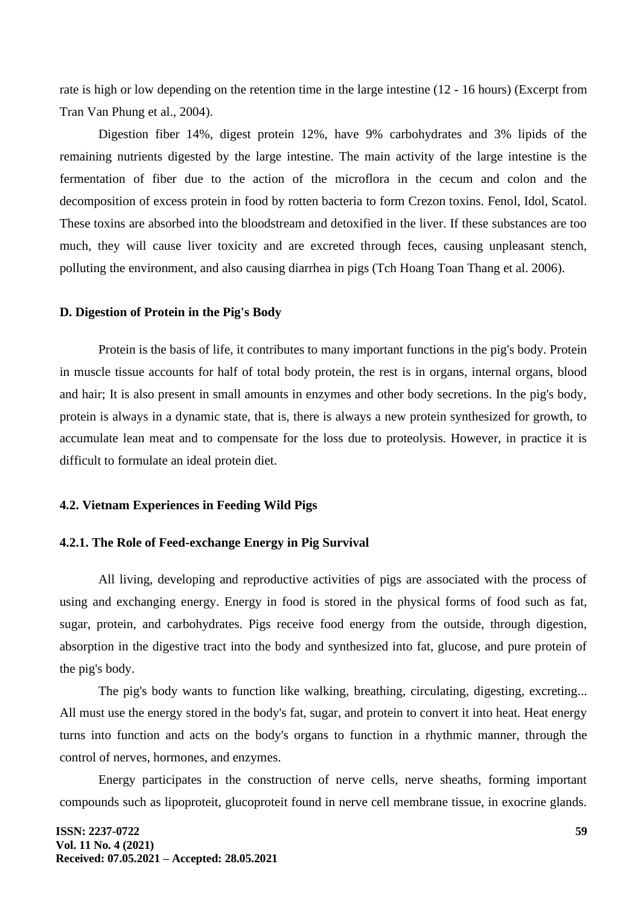rate is high or low depending on the retention time in the large intestine (12 - 16 hours) (Excerpt from Tran Van Phung et al., 2004).

Digestion fiber 14%, digest protein 12%, have 9% carbohydrates and 3% lipids of the remaining nutrients digested by the large intestine. The main activity of the large intestine is the fermentation of fiber due to the action of the microflora in the cecum and colon and the decomposition of excess protein in food by rotten bacteria to form Crezon toxins. Fenol, Idol, Scatol. These toxins are absorbed into the bloodstream and detoxified in the liver. If these substances are too much, they will cause liver toxicity and are excreted through feces, causing unpleasant stench, polluting the environment, and also causing diarrhea in pigs (Tch Hoang Toan Thang et al. 2006).

**D. Digestion of Protein in the Pig's Body**

Protein is the basis of life, it contributes to many important functions in the pig's body. Protein in muscle tissue accounts for half of total body protein, the rest is in organs, internal organs, blood and hair; It is also present in small amounts in enzymes and other body secretions. In the pig's body, protein is always in a dynamic state, that is, there is always a new protein synthesized for growth, to accumulate lean meat and to compensate for the loss due to proteolysis. However, in practice it is difficult to formulate an ideal protein diet.

### 4.2. Vietnam Experiences in Feeding Wild Pigs

#### 4.2.1. The Role of Feed-exchange Energy in Pig Survival

All living, developing and reproductive activities of pigs are associated with the process of using and exchanging energy. Energy in food is stored in the physical forms of food such as fat, sugar, protein, and carbohydrates. Pigs receive food energy from the outside, through digestion, absorption in the digestive tract into the body and synthesized into fat, glucose, and pure protein of the pig's body.

The pig's body wants to function like walking, breathing, circulating, digesting, excreting... All must use the energy stored in the body's fat, sugar, and protein to convert it into heat. Heat energy turns into function and acts on the body's organs to function in a rhythmic manner, through the control of nerves, hormones, and enzymes.

Energy participates in the construction of nerve cells, nerve sheaths, forming important compounds such as lipoproteit, glucoproteit found in nerve cell membrane tissue, in exocrine glands.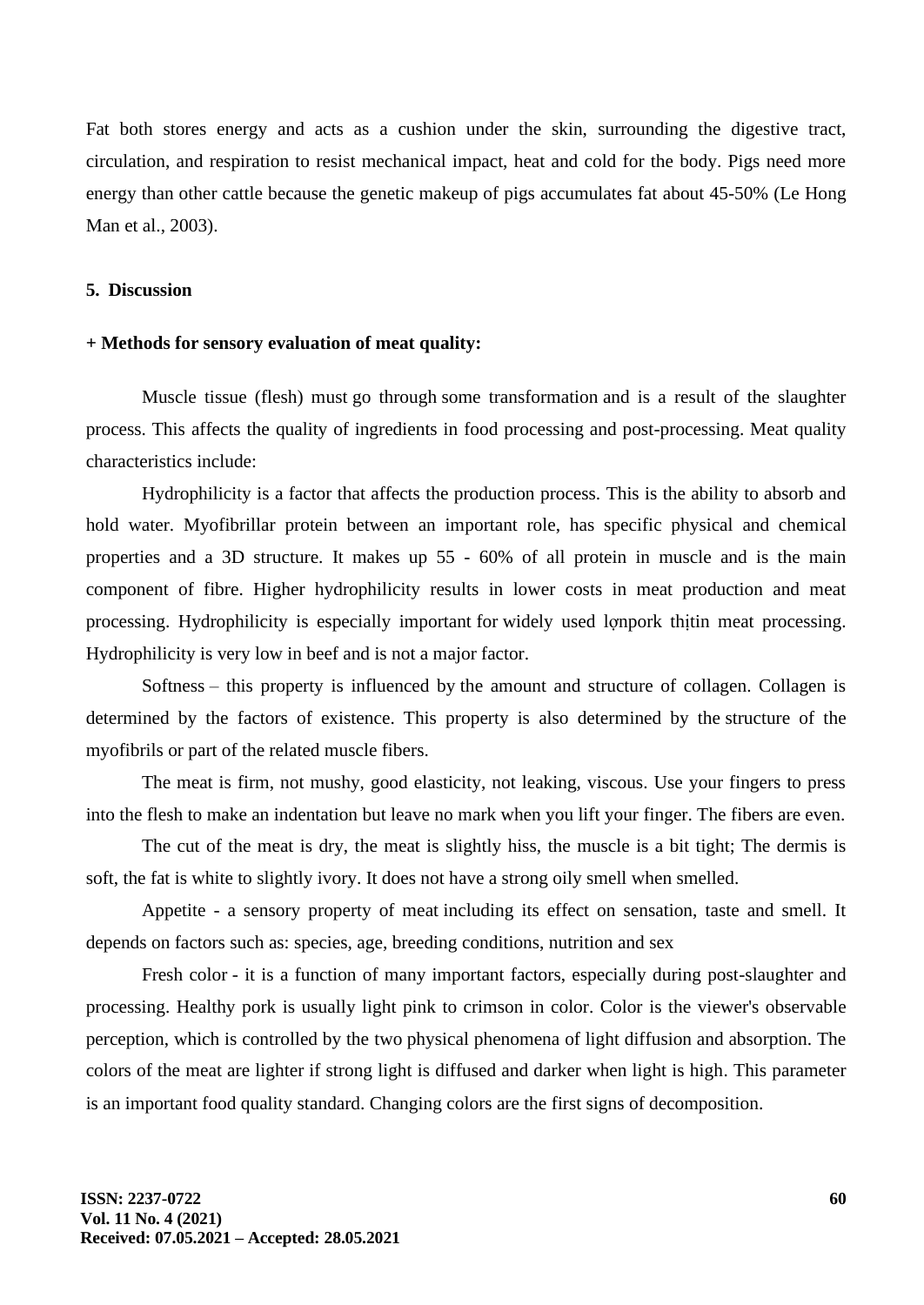Fat both stores energy and acts as a cushion under the skin, surrounding the digestive tract, circulation, and respiration to resist mechanical impact, heat and cold for the body. Pigs need more energy than other cattle because the genetic makeup of pigs accumulates fat about 45-50% (Le Hong Man et al., 2003).

## 5. Discussion

**+ Methods for sensory evaluation of meat quality:**

Muscle tissue (flesh) must go through some transformation and is a result of the slaughter process. This affects the quality of ingredients in food processing and post-processing. Meat quality characteristics include:

Hydrophilicity is a factor that affects the production process. This is the ability to absorb and hold water. Myofibrillar protein between an important role, has specific physical and chemical properties and a 3D structure. It makes up 55 - 60% of all protein in muscle and is the main component of fibre. Higher hydrophilicity results in lower costs in meat production and meat processing. Hydrophilicity is especially important for widely used lợnpork thịtin meat processing. Hydrophilicity is very low in beef and is not a major factor.

Softness – this property is influenced by the amount and structure of collagen. Collagen is determined by the factors of existence. This property is also determined by the structure of the myofibrils or part of the related muscle fibers.

The meat is firm, not mushy, good elasticity, not leaking, viscous. Use your fingers to press into the flesh to make an indentation but leave no mark when you lift your finger. The fibers are even.

The cut of the meat is dry, the meat is slightly hiss, the muscle is a bit tight; The dermis is soft, the fat is white to slightly ivory. It does not have a strong oily smell when smelled.

Appetite - a sensory property of meat including its effect on sensation, taste and smell. It depends on factors such as: species, age, breeding conditions, nutrition and sex

Fresh color - it is a function of many important factors, especially during post-slaughter and processing. Healthy pork is usually light pink to crimson in color. Color is the viewer's observable perception, which is controlled by the two physical phenomena of light diffusion and absorption. The colors of the meat are lighter if strong light is diffused and darker when light is high. This parameter is an important food quality standard. Changing colors are the first signs of decomposition.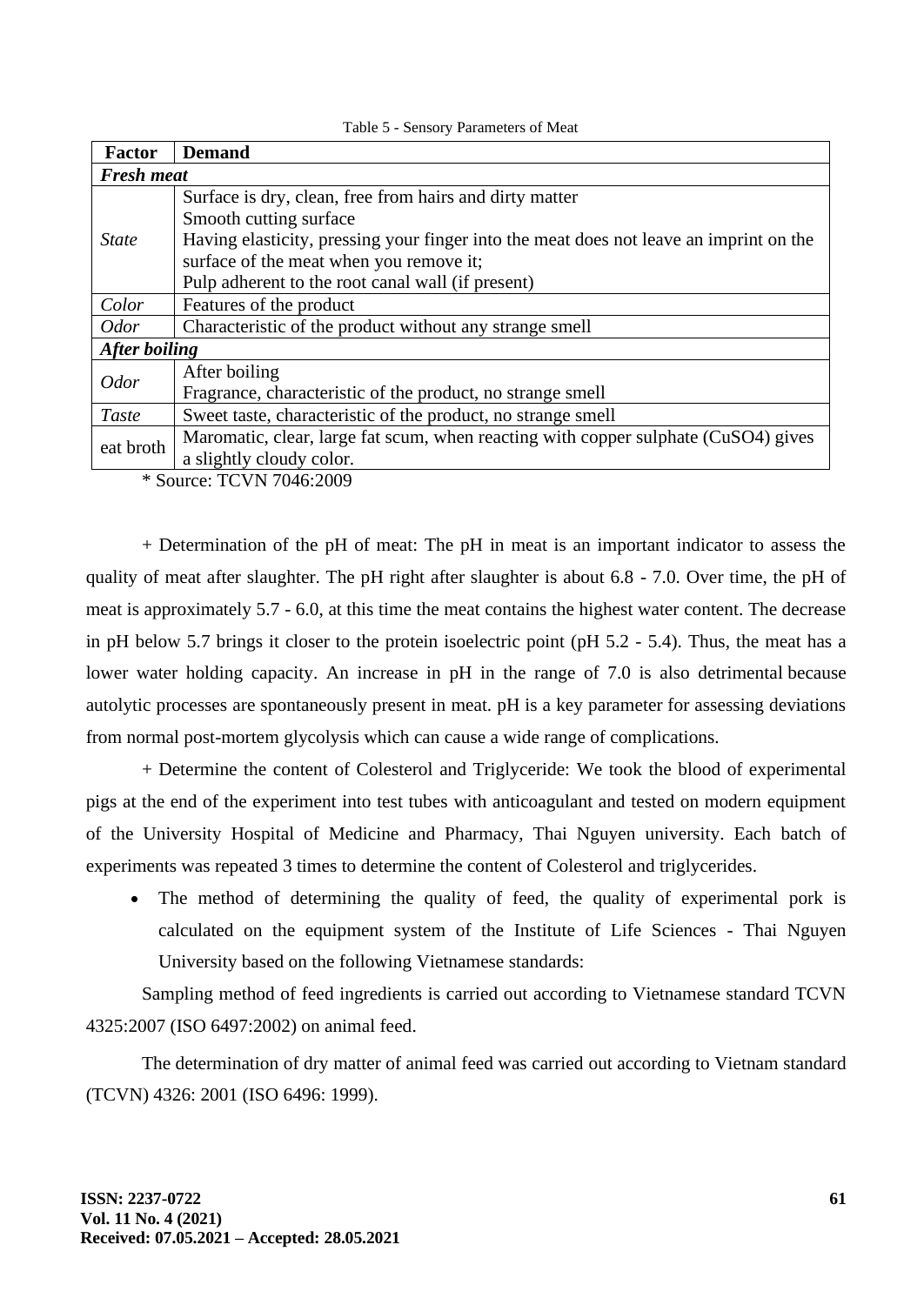Table 5 - Sensory Parameters of Meat

| Factor | Demand |
|---|---|
| ***Fresh meat*** | |
| *State* | Surface is dry, clean, free from hairs and dirty matter<br>Smooth cutting surface<br>Having elasticity, pressing your finger into the meat does not leave an imprint on the surface of the meat when you remove it;<br>Pulp adherent to the root canal wall (if present) |
| *Color* | Features of the product |
| *Odor* | Characteristic of the product without any strange smell |
| ***After boiling*** | |
| *Odor* | After boiling<br>Fragrance, characteristic of the product, no strange smell |
| *Taste* | Sweet taste, characteristic of the product, no strange smell |
| eat broth | Maromatic, clear, large fat scum, when reacting with copper sulphate ($CuSO_4$) gives a slightly cloudy color. |

* Source: TCVN 7046:2009

+ Determination of the pH of meat: The pH in meat is an important indicator to assess the quality of meat after slaughter. The pH right after slaughter is about 6.8 - 7.0. Over time, the pH of meat is approximately 5.7 - 6.0, at this time the meat contains the highest water content. The decrease in pH below 5.7 brings it closer to the protein isoelectric point (pH 5.2 - 5.4). Thus, the meat has a lower water holding capacity. An increase in pH in the range of 7.0 is also detrimental because autolytic processes are spontaneously present in meat. pH is a key parameter for assessing deviations from normal post-mortem glycolysis which can cause a wide range of complications.

+ Determine the content of Colesterol and Triglyceride: We took the blood of experimental pigs at the end of the experiment into test tubes with anticoagulant and tested on modern equipment of the University Hospital of Medicine and Pharmacy, Thai Nguyen university. Each batch of experiments was repeated 3 times to determine the content of Colesterol and triglycerides.

- The method of determining the quality of feed, the quality of experimental pork is calculated on the equipment system of the Institute of Life Sciences - Thai Nguyen University based on the following Vietnamese standards:

Sampling method of feed ingredients is carried out according to Vietnamese standard TCVN 4325:2007 (ISO 6497:2002) on animal feed.

The determination of dry matter of animal feed was carried out according to Vietnam standard (TCVN) 4326: 2001 (ISO 6496: 1999).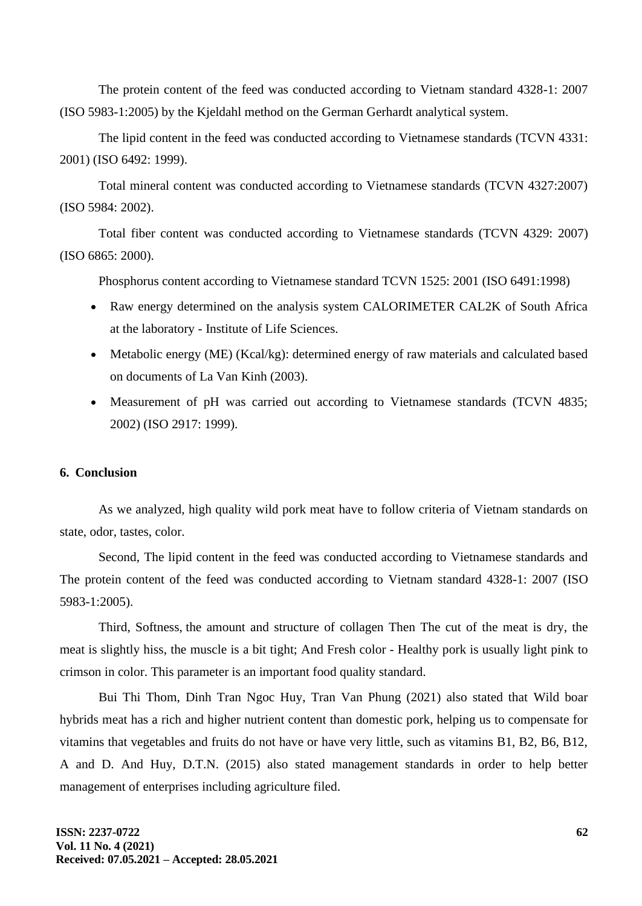The protein content of the feed was conducted according to Vietnam standard 4328-1: 2007 (ISO 5983-1:2005) by the Kjeldahl method on the German Gerhardt analytical system.

The lipid content in the feed was conducted according to Vietnamese standards (TCVN 4331: 2001) (ISO 6492: 1999).

Total mineral content was conducted according to Vietnamese standards (TCVN 4327:2007) (ISO 5984: 2002).

Total fiber content was conducted according to Vietnamese standards (TCVN 4329: 2007) (ISO 6865: 2000).

Phosphorus content according to Vietnamese standard TCVN 1525: 2001 (ISO 6491:1998)

- Raw energy determined on the analysis system CALORIMETER CAL2K of South Africa at the laboratory - Institute of Life Sciences.
- Metabolic energy (ME) (Kcal/kg): determined energy of raw materials and calculated based on documents of La Van Kinh (2003).
- Measurement of pH was carried out according to Vietnamese standards (TCVN 4835; 2002) (ISO 2917: 1999).

## 6. Conclusion

As we analyzed, high quality wild pork meat have to follow criteria of Vietnam standards on state, odor, tastes, color.

Second, The lipid content in the feed was conducted according to Vietnamese standards and The protein content of the feed was conducted according to Vietnam standard 4328-1: 2007 (ISO 5983-1:2005).

Third, Softness, the amount and structure of collagen Then The cut of the meat is dry, the meat is slightly hiss, the muscle is a bit tight; And Fresh color - Healthy pork is usually light pink to crimson in color. This parameter is an important food quality standard.

Bui Thi Thom, Dinh Tran Ngoc Huy, Tran Van Phung (2021) also stated that Wild boar hybrids meat has a rich and higher nutrient content than domestic pork, helping us to compensate for vitamins that vegetables and fruits do not have or have very little, such as vitamins B1, B2, B6, B12, A and D. And Huy, D.T.N. (2015) also stated management standards in order to help better management of enterprises including agriculture filed.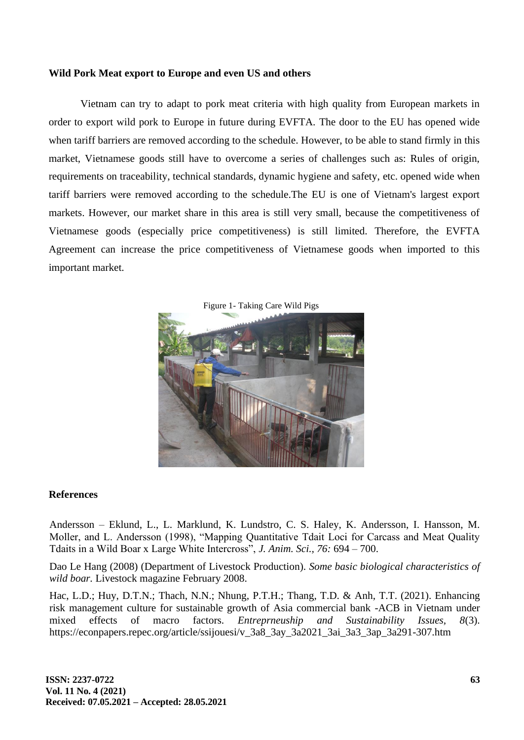**Wild Pork Meat export to Europe and even US and others**

Vietnam can try to adapt to pork meat criteria with high quality from European markets in order to export wild pork to Europe in future during EVFTA. The door to the EU has opened wide when tariff barriers are removed according to the schedule. However, to be able to stand firmly in this market, Vietnamese goods still have to overcome a series of challenges such as: Rules of origin, requirements on traceability, technical standards, dynamic hygiene and safety, etc. opened wide when tariff barriers were removed according to the schedule.The EU is one of Vietnam's largest export markets. However, our market share in this area is still very small, because the competitiveness of Vietnamese goods (especially price competitiveness) is still limited. Therefore, the EVFTA Agreement can increase the price competitiveness of Vietnamese goods when imported to this important market.

Figure 1- Taking Care Wild Pigs

**References**

Andersson – Eklund, L., L. Marklund, K. Lundstro, C. S. Haley, K. Andersson, I. Hansson, M. Moller, and L. Andersson (1998), "Mapping Quantitative Tdait Loci for Carcass and Meat Quality Tdaits in a Wild Boar x Large White Intercross", *J. Anim. Sci., 76:* 694 – 700.

Dao Le Hang (2008) (Department of Livestock Production). *Some basic biological characteristics of wild boar.* Livestock magazine February 2008.

Hac, L.D.; Huy, D.T.N.; Thach, N.N.; Nhung, P.T.H.; Thang, T.D. & Anh, T.T. (2021). Enhancing risk management culture for sustainable growth of Asia commercial bank -ACB in Vietnam under mixed effects of macro factors. *Entreprneuship and Sustainability Issues, 8*(3). https://econpapers.repec.org/article/ssijouesi/v_3a8_3ay_3a2021_3ai_3a3_3ap_3a291-307.htm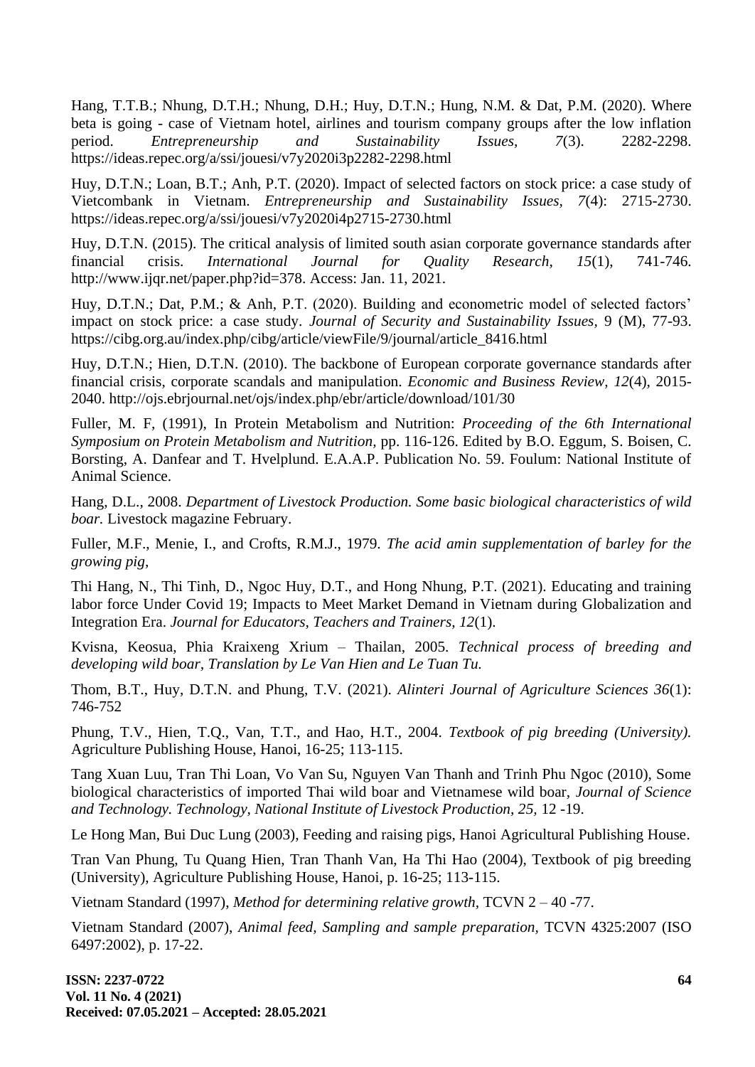Hang, T.T.B.; Nhung, D.T.H.; Nhung, D.H.; Huy, D.T.N.; Hung, N.M. & Dat, P.M. (2020). Where beta is going - case of Vietnam hotel, airlines and tourism company groups after the low inflation period. *Entrepreneurship and Sustainability Issues*, *7*(3). 2282-2298. https://ideas.repec.org/a/ssi/jouesi/v7y2020i3p2282-2298.html

Huy, D.T.N.; Loan, B.T.; Anh, P.T. (2020). Impact of selected factors on stock price: a case study of Vietcombank in Vietnam. *Entrepreneurship and Sustainability Issues*, *7*(4): 2715-2730. https://ideas.repec.org/a/ssi/jouesi/v7y2020i4p2715-2730.html

Huy, D.T.N. (2015). The critical analysis of limited south asian corporate governance standards after financial crisis. *International Journal for Quality Research*, *15*(1), 741-746. http://www.ijqr.net/paper.php?id=378. Access: Jan. 11, 2021.

Huy, D.T.N.; Dat, P.M.; & Anh, P.T. (2020). Building and econometric model of selected factors' impact on stock price: a case study. *Journal of Security and Sustainability Issues*, 9 (M), 77-93. https://cibg.org.au/index.php/cibg/article/viewFile/9/journal/article_8416.html

Huy, D.T.N.; Hien, D.T.N. (2010). The backbone of European corporate governance standards after financial crisis, corporate scandals and manipulation. *Economic and Business Review*, *12*(4), 2015-2040. http://ojs.ebrjournal.net/ojs/index.php/ebr/article/download/101/30

Fuller, M. F, (1991), In Protein Metabolism and Nutrition: *Proceeding of the 6th International Symposium on Protein Metabolism and Nutrition*, pp. 116-126. Edited by B.O. Eggum, S. Boisen, C. Borsting, A. Danfear and T. Hvelplund. E.A.A.P. Publication No. 59. Foulum: National Institute of Animal Science.

Hang, D.L., 2008. *Department of Livestock Production. Some basic biological characteristics of wild boar.* Livestock magazine February.

Fuller, M.F., Menie, I., and Crofts, R.M.J., 1979. *The acid amin supplementation of barley for the growing pig*,

Thi Hang, N., Thi Tinh, D., Ngoc Huy, D.T., and Hong Nhung, P.T. (2021). Educating and training labor force Under Covid 19; Impacts to Meet Market Demand in Vietnam during Globalization and Integration Era. *Journal for Educators, Teachers and Trainers, 12*(1).

Kvisna, Keosua, Phia Kraixeng Xrium – Thailan, 2005. *Technical process of breeding and developing wild boar, Translation by Le Van Hien and Le Tuan Tu.*

Thom, B.T., Huy, D.T.N. and Phung, T.V. (2021). *Alinteri Journal of Agriculture Sciences 36*(1): 746-752

Phung, T.V., Hien, T.Q., Van, T.T., and Hao, H.T., 2004. *Textbook of pig breeding (University).* Agriculture Publishing House, Hanoi, 16-25; 113-115.

Tang Xuan Luu, Tran Thi Loan, Vo Van Su, Nguyen Van Thanh and Trinh Phu Ngoc (2010), Some biological characteristics of imported Thai wild boar and Vietnamese wild boar, *Journal of Science and Technology. Technology, National Institute of Livestock Production, 25,* 12 -19.

Le Hong Man, Bui Duc Lung (2003), Feeding and raising pigs, Hanoi Agricultural Publishing House.

Tran Van Phung, Tu Quang Hien, Tran Thanh Van, Ha Thi Hao (2004), Textbook of pig breeding (University), Agriculture Publishing House, Hanoi, p. 16-25; 113-115.

Vietnam Standard (1997), *Method for determining relative growth*, TCVN 2 – 40 -77.

Vietnam Standard (2007), *Animal feed, Sampling and sample preparation*, TCVN 4325:2007 (ISO 6497:2002), p. 17-22.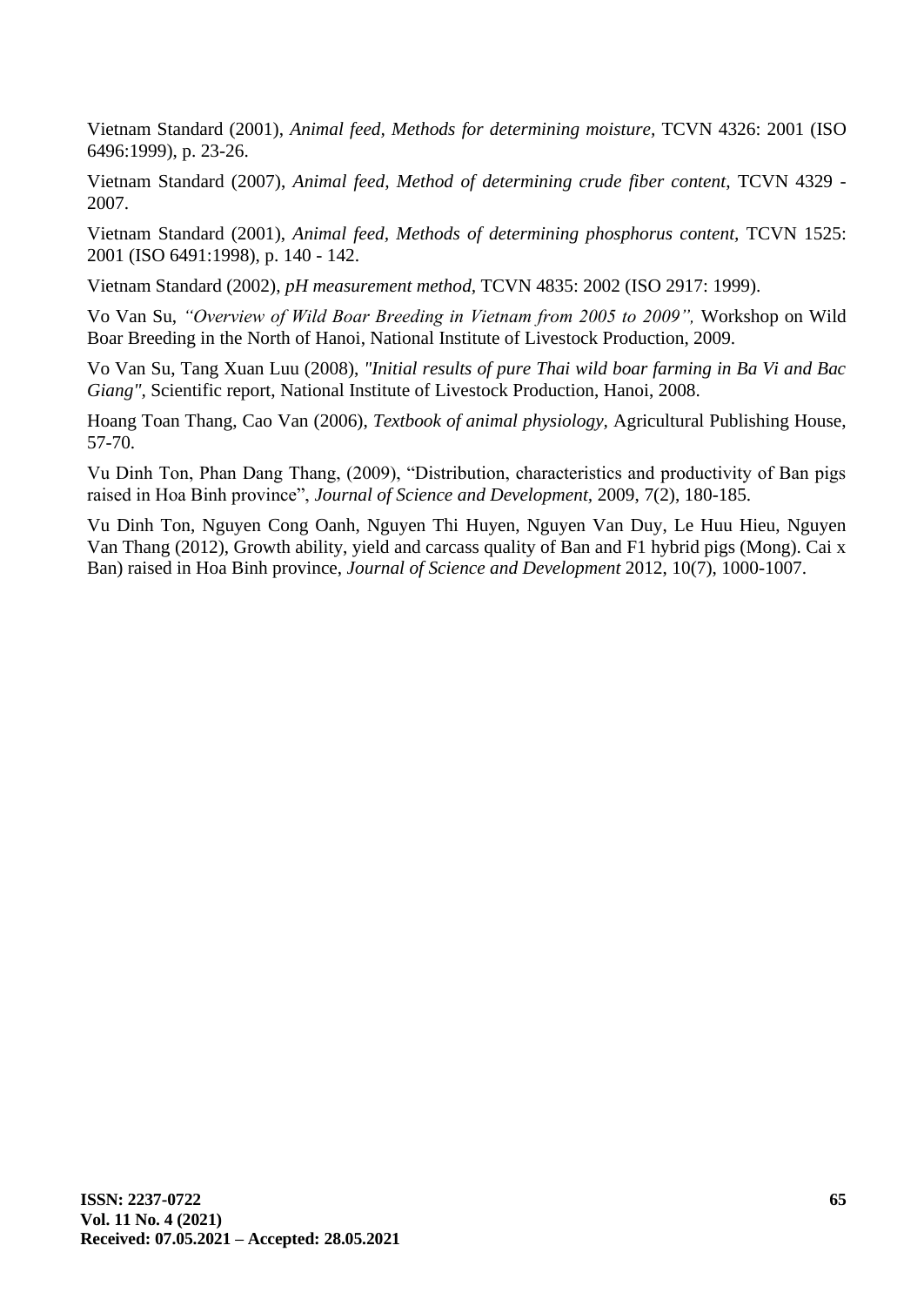Vietnam Standard (2001), *Animal feed, Methods for determining moisture,* TCVN 4326: 2001 (ISO 6496:1999), p. 23-26.

Vietnam Standard (2007), *Animal feed, Method of determining crude fiber content,* TCVN 4329 - 2007.

Vietnam Standard (2001), *Animal feed, Methods of determining phosphorus content,* TCVN 1525: 2001 (ISO 6491:1998), p. 140 - 142.

Vietnam Standard (2002), *pH measurement method,* TCVN 4835: 2002 (ISO 2917: 1999).

Vo Van Su, *"Overview of Wild Boar Breeding in Vietnam from 2005 to 2009",* Workshop on Wild Boar Breeding in the North of Hanoi, National Institute of Livestock Production, 2009.

Vo Van Su, Tang Xuan Luu (2008), *"Initial results of pure Thai wild boar farming in Ba Vi and Bac Giang",* Scientific report, National Institute of Livestock Production, Hanoi, 2008.

Hoang Toan Thang, Cao Van (2006), *Textbook of animal physiology,* Agricultural Publishing House, 57-70.

Vu Dinh Ton, Phan Dang Thang, (2009), "Distribution, characteristics and productivity of Ban pigs raised in Hoa Binh province", *Journal of Science and Development,* 2009, 7(2), 180-185.

Vu Dinh Ton, Nguyen Cong Oanh, Nguyen Thi Huyen, Nguyen Van Duy, Le Huu Hieu, Nguyen Van Thang (2012), Growth ability, yield and carcass quality of Ban and F1 hybrid pigs (Mong). Cai x Ban) raised in Hoa Binh province, *Journal of Science and Development* 2012, 10(7), 1000-1007.